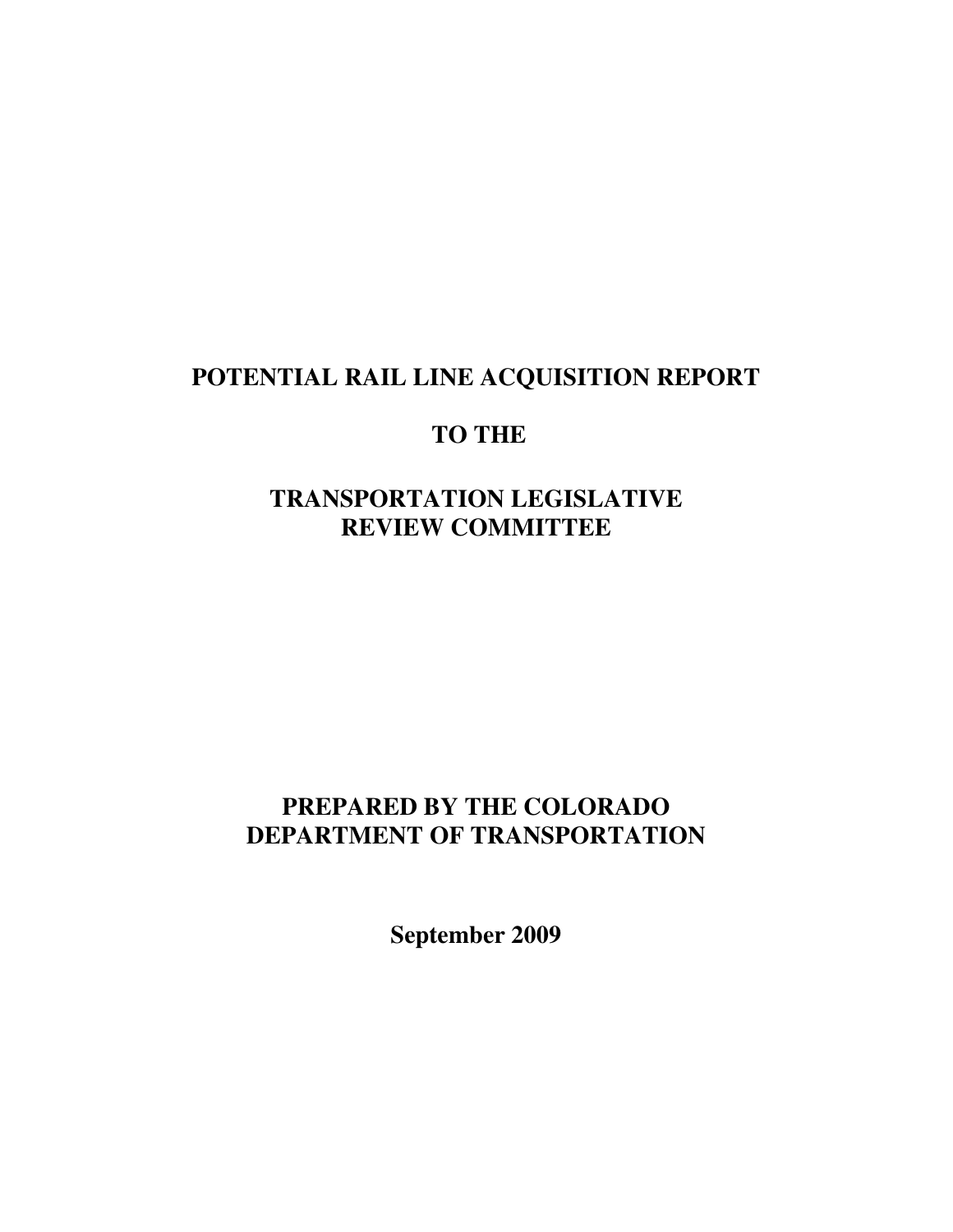# POTENTIAL RAIL LINE ACQUISITION REPORT

# TO THE

# TRANSPORTATION LEGISLATIVE REVIEW COMMITTEE

## PREPARED BY THE COLORADO DEPARTMENT OF TRANSPORTATION

**September 2009**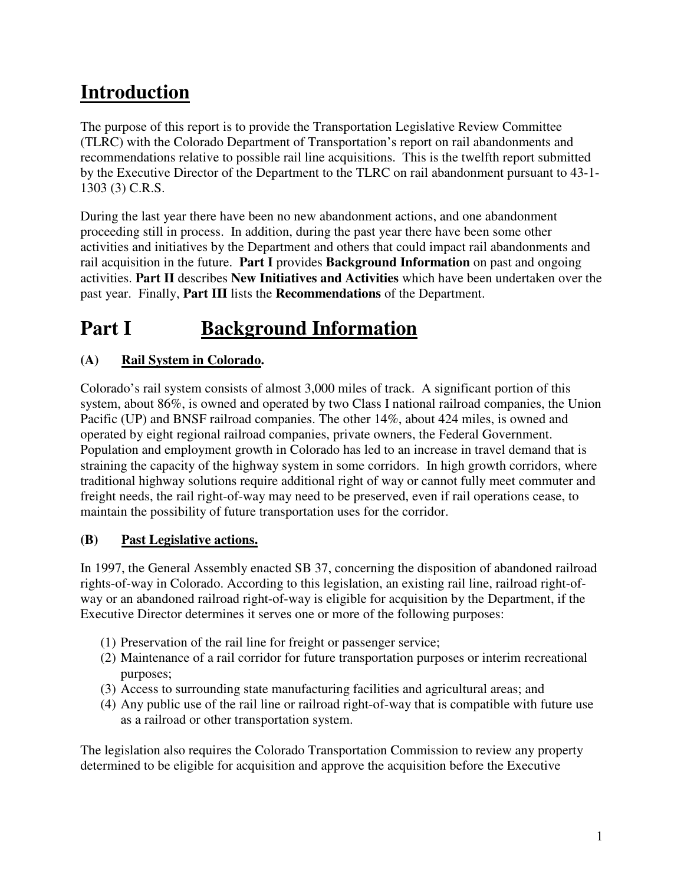# Introduction

The purpose of this report is to provide the Transportation Legislative Review Committee (TLRC) with the Colorado Department of Transportation's report on rail abandonments and recommendations relative to possible rail line acquisitions. This is the twelfth report submitted by the Executive Director of the Department to the TLRC on rail abandonment pursuant to 43-1-1303 (3) C.R.S.

During the last year there have been no new abandonment actions, and one abandonment proceeding still in process. In addition, during the past year there have been some other activities and initiatives by the Department and others that could impact rail abandonments and rail acquisition in the future. **Part I** provides **Background Information** on past and ongoing activities. **Part II** describes **New Initiatives and Activities** which have been undertaken over the past year. Finally, **Part III** lists the **Recommendations** of the Department.

# Part I Background Information

### (A) Rail System in Colorado.

Colorado's rail system consists of almost 3,000 miles of track. A significant portion of this system, about 86%, is owned and operated by two Class I national railroad companies, the Union Pacific (UP) and BNSF railroad companies. The other 14%, about 424 miles, is owned and operated by eight regional railroad companies, private owners, the Federal Government. Population and employment growth in Colorado has led to an increase in travel demand that is straining the capacity of the highway system in some corridors. In high growth corridors, where traditional highway solutions require additional right of way or cannot fully meet commuter and freight needs, the rail right-of-way may need to be preserved, even if rail operations cease, to maintain the possibility of future transportation uses for the corridor.

### (B) Past Legislative actions.

In 1997, the General Assembly enacted SB 37, concerning the disposition of abandoned railroad rights-of-way in Colorado. According to this legislation, an existing rail line, railroad right-of-way or an abandoned railroad right-of-way is eligible for acquisition by the Department, if the Executive Director determines it serves one or more of the following purposes:

1. Preservation of the rail line for freight or passenger service;
2. Maintenance of a rail corridor for future transportation purposes or interim recreational purposes;
3. Access to surrounding state manufacturing facilities and agricultural areas; and
4. Any public use of the rail line or railroad right-of-way that is compatible with future use as a railroad or other transportation system.

The legislation also requires the Colorado Transportation Commission to review any property determined to be eligible for acquisition and approve the acquisition before the Executive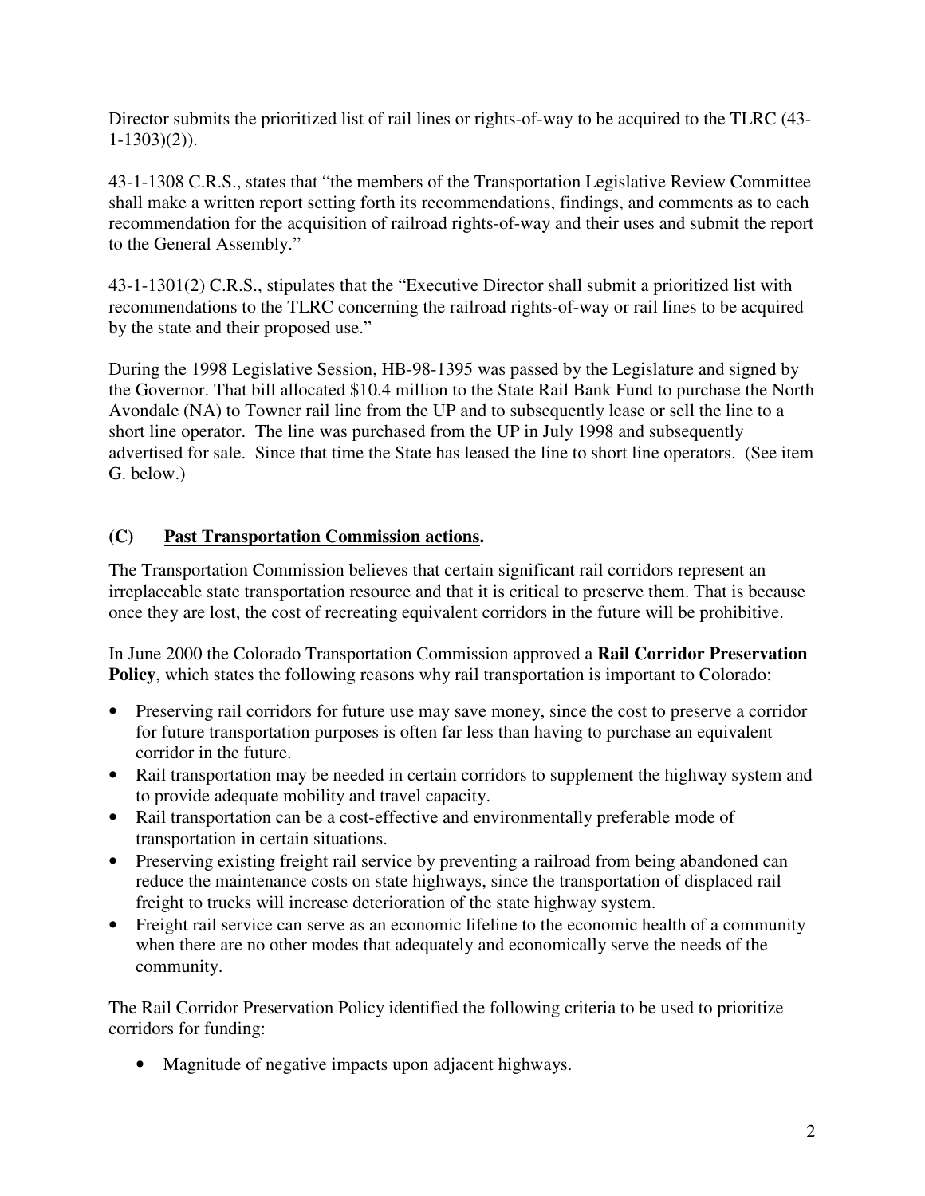Director submits the prioritized list of rail lines or rights-of-way to be acquired to the TLRC (43-1-1303)(2)).

43-1-1308 C.R.S., states that "the members of the Transportation Legislative Review Committee shall make a written report setting forth its recommendations, findings, and comments as to each recommendation for the acquisition of railroad rights-of-way and their uses and submit the report to the General Assembly."

43-1-1301(2) C.R.S., stipulates that the "Executive Director shall submit a prioritized list with recommendations to the TLRC concerning the railroad rights-of-way or rail lines to be acquired by the state and their proposed use."

During the 1998 Legislative Session, HB-98-1395 was passed by the Legislature and signed by the Governor. That bill allocated $10.4 million to the State Rail Bank Fund to purchase the North Avondale (NA) to Towner rail line from the UP and to subsequently lease or sell the line to a short line operator. The line was purchased from the UP in July 1998 and subsequently advertised for sale. Since that time the State has leased the line to short line operators. (See item G. below.)

### (C) Past Transportation Commission actions.

The Transportation Commission believes that certain significant rail corridors represent an irreplaceable state transportation resource and that it is critical to preserve them. That is because once they are lost, the cost of recreating equivalent corridors in the future will be prohibitive.

In June 2000 the Colorado Transportation Commission approved a **Rail Corridor Preservation Policy**, which states the following reasons why rail transportation is important to Colorado:

- Preserving rail corridors for future use may save money, since the cost to preserve a corridor for future transportation purposes is often far less than having to purchase an equivalent corridor in the future.
- Rail transportation may be needed in certain corridors to supplement the highway system and to provide adequate mobility and travel capacity.
- Rail transportation can be a cost-effective and environmentally preferable mode of transportation in certain situations.
- Preserving existing freight rail service by preventing a railroad from being abandoned can reduce the maintenance costs on state highways, since the transportation of displaced rail freight to trucks will increase deterioration of the state highway system.
- Freight rail service can serve as an economic lifeline to the economic health of a community when there are no other modes that adequately and economically serve the needs of the community.

The Rail Corridor Preservation Policy identified the following criteria to be used to prioritize corridors for funding:

- Magnitude of negative impacts upon adjacent highways.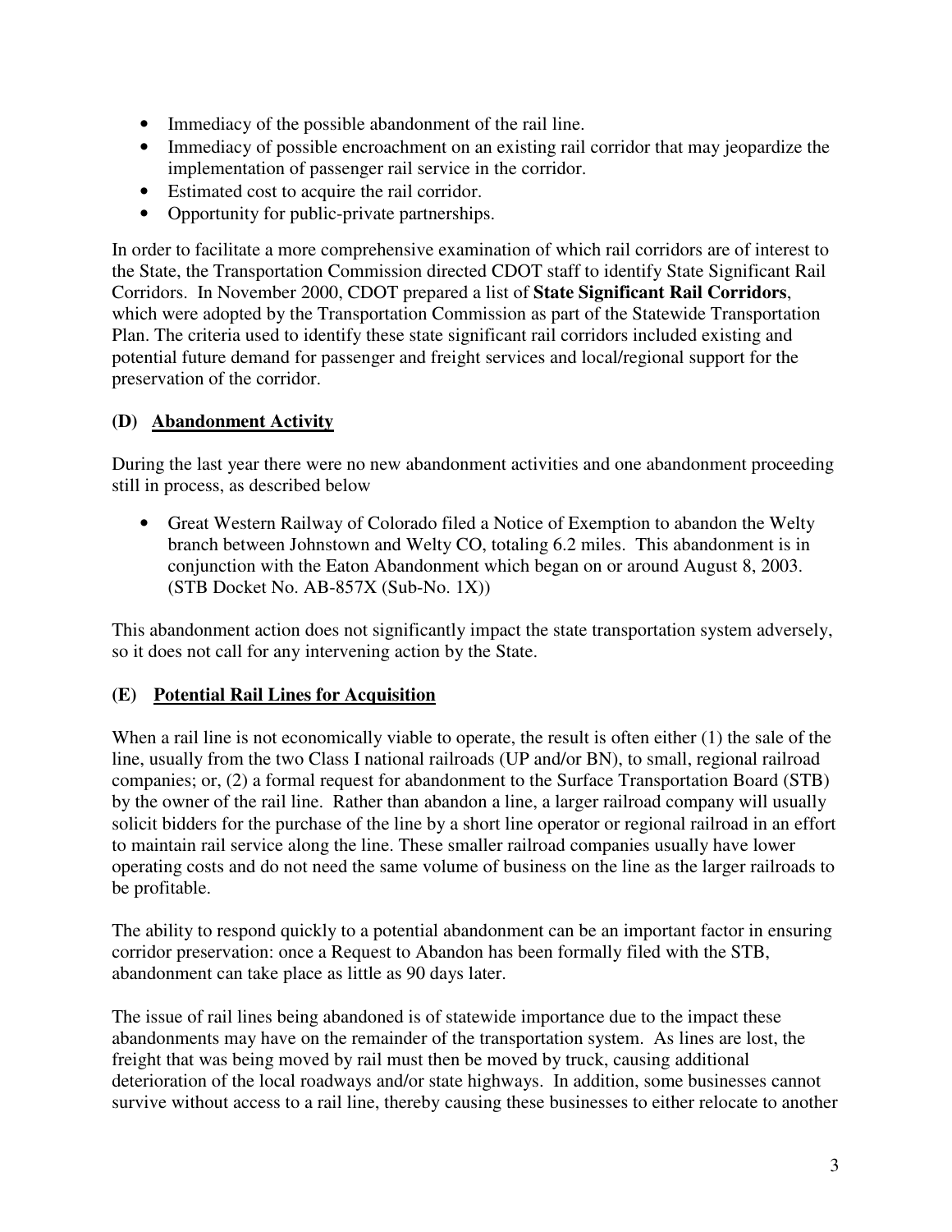- Immediacy of the possible abandonment of the rail line.
- Immediacy of possible encroachment on an existing rail corridor that may jeopardize the implementation of passenger rail service in the corridor.
- Estimated cost to acquire the rail corridor.
- Opportunity for public-private partnerships.

In order to facilitate a more comprehensive examination of which rail corridors are of interest to the State, the Transportation Commission directed CDOT staff to identify State Significant Rail Corridors. In November 2000, CDOT prepared a list of **State Significant Rail Corridors**, which were adopted by the Transportation Commission as part of the Statewide Transportation Plan. The criteria used to identify these state significant rail corridors included existing and potential future demand for passenger and freight services and local/regional support for the preservation of the corridor.

### (D) <u>Abandonment Activity</u>

During the last year there were no new abandonment activities and one abandonment proceeding still in process, as described below

- Great Western Railway of Colorado filed a Notice of Exemption to abandon the Welty branch between Johnstown and Welty CO, totaling 6.2 miles. This abandonment is in conjunction with the Eaton Abandonment which began on or around August 8, 2003. (STB Docket No. AB-857X (Sub-No. 1X))

This abandonment action does not significantly impact the state transportation system adversely, so it does not call for any intervening action by the State.

### (E) <u>Potential Rail Lines for Acquisition</u>

When a rail line is not economically viable to operate, the result is often either (1) the sale of the line, usually from the two Class I national railroads (UP and/or BN), to small, regional railroad companies; or, (2) a formal request for abandonment to the Surface Transportation Board (STB) by the owner of the rail line. Rather than abandon a line, a larger railroad company will usually solicit bidders for the purchase of the line by a short line operator or regional railroad in an effort to maintain rail service along the line. These smaller railroad companies usually have lower operating costs and do not need the same volume of business on the line as the larger railroads to be profitable.

The ability to respond quickly to a potential abandonment can be an important factor in ensuring corridor preservation: once a Request to Abandon has been formally filed with the STB, abandonment can take place as little as 90 days later.

The issue of rail lines being abandoned is of statewide importance due to the impact these abandonments may have on the remainder of the transportation system. As lines are lost, the freight that was being moved by rail must then be moved by truck, causing additional deterioration of the local roadways and/or state highways. In addition, some businesses cannot survive without access to a rail line, thereby causing these businesses to either relocate to another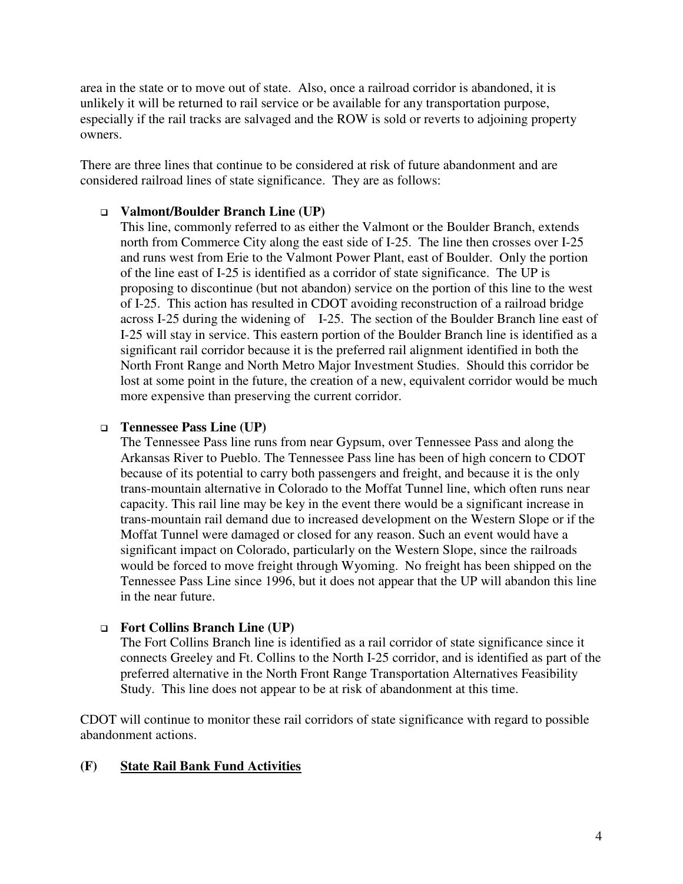area in the state or to move out of state. Also, once a railroad corridor is abandoned, it is unlikely it will be returned to rail service or be available for any transportation purpose, especially if the rail tracks are salvaged and the ROW is sold or reverts to adjoining property owners.

There are three lines that continue to be considered at risk of future abandonment and are considered railroad lines of state significance. They are as follows:

- **Valmont/Boulder Branch Line (UP)**
  This line, commonly referred to as either the Valmont or the Boulder Branch, extends north from Commerce City along the east side of I-25. The line then crosses over I-25 and runs west from Erie to the Valmont Power Plant, east of Boulder. Only the portion of the line east of I-25 is identified as a corridor of state significance. The UP is proposing to discontinue (but not abandon) service on the portion of this line to the west of I-25. This action has resulted in CDOT avoiding reconstruction of a railroad bridge across I-25 during the widening of I-25. The section of the Boulder Branch line east of I-25 will stay in service. This eastern portion of the Boulder Branch line is identified as a significant rail corridor because it is the preferred rail alignment identified in both the North Front Range and North Metro Major Investment Studies. Should this corridor be lost at some point in the future, the creation of a new, equivalent corridor would be much more expensive than preserving the current corridor.

- **Tennessee Pass Line (UP)**
  The Tennessee Pass line runs from near Gypsum, over Tennessee Pass and along the Arkansas River to Pueblo. The Tennessee Pass line has been of high concern to CDOT because of its potential to carry both passengers and freight, and because it is the only trans-mountain alternative in Colorado to the Moffat Tunnel line, which often runs near capacity. This rail line may be key in the event there would be a significant increase in trans-mountain rail demand due to increased development on the Western Slope or if the Moffat Tunnel were damaged or closed for any reason. Such an event would have a significant impact on Colorado, particularly on the Western Slope, since the railroads would be forced to move freight through Wyoming. No freight has been shipped on the Tennessee Pass Line since 1996, but it does not appear that the UP will abandon this line in the near future.

- **Fort Collins Branch Line (UP)**
  The Fort Collins Branch line is identified as a rail corridor of state significance since it connects Greeley and Ft. Collins to the North I-25 corridor, and is identified as part of the preferred alternative in the North Front Range Transportation Alternatives Feasibility Study. This line does not appear to be at risk of abandonment at this time.

CDOT will continue to monitor these rail corridors of state significance with regard to possible abandonment actions.

## (F) State Rail Bank Fund Activities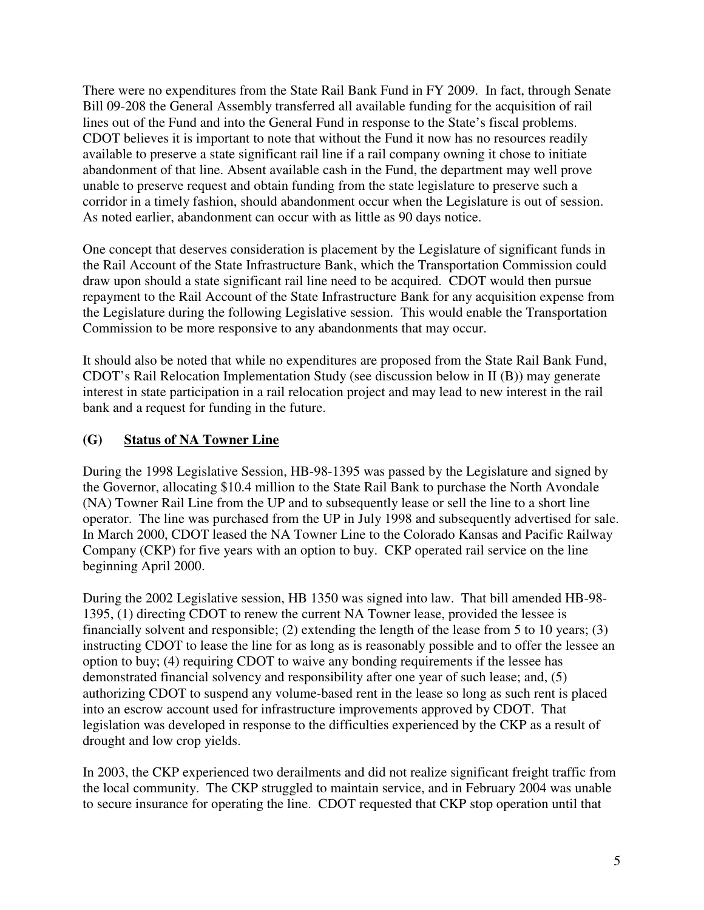There were no expenditures from the State Rail Bank Fund in FY 2009. In fact, through Senate Bill 09-208 the General Assembly transferred all available funding for the acquisition of rail lines out of the Fund and into the General Fund in response to the State's fiscal problems. CDOT believes it is important to note that without the Fund it now has no resources readily available to preserve a state significant rail line if a rail company owning it chose to initiate abandonment of that line. Absent available cash in the Fund, the department may well prove unable to preserve request and obtain funding from the state legislature to preserve such a corridor in a timely fashion, should abandonment occur when the Legislature is out of session. As noted earlier, abandonment can occur with as little as 90 days notice.

One concept that deserves consideration is placement by the Legislature of significant funds in the Rail Account of the State Infrastructure Bank, which the Transportation Commission could draw upon should a state significant rail line need to be acquired. CDOT would then pursue repayment to the Rail Account of the State Infrastructure Bank for any acquisition expense from the Legislature during the following Legislative session. This would enable the Transportation Commission to be more responsive to any abandonments that may occur.

It should also be noted that while no expenditures are proposed from the State Rail Bank Fund, CDOT's Rail Relocation Implementation Study (see discussion below in II (B)) may generate interest in state participation in a rail relocation project and may lead to new interest in the rail bank and a request for funding in the future.

### (G) Status of NA Towner Line

During the 1998 Legislative Session, HB-98-1395 was passed by the Legislature and signed by the Governor, allocating $10.4 million to the State Rail Bank to purchase the North Avondale (NA) Towner Rail Line from the UP and to subsequently lease or sell the line to a short line operator. The line was purchased from the UP in July 1998 and subsequently advertised for sale. In March 2000, CDOT leased the NA Towner Line to the Colorado Kansas and Pacific Railway Company (CKP) for five years with an option to buy. CKP operated rail service on the line beginning April 2000.

During the 2002 Legislative session, HB 1350 was signed into law. That bill amended HB-98-1395, (1) directing CDOT to renew the current NA Towner lease, provided the lessee is financially solvent and responsible; (2) extending the length of the lease from 5 to 10 years; (3) instructing CDOT to lease the line for as long as is reasonably possible and to offer the lessee an option to buy; (4) requiring CDOT to waive any bonding requirements if the lessee has demonstrated financial solvency and responsibility after one year of such lease; and, (5) authorizing CDOT to suspend any volume-based rent in the lease so long as such rent is placed into an escrow account used for infrastructure improvements approved by CDOT. That legislation was developed in response to the difficulties experienced by the CKP as a result of drought and low crop yields.

In 2003, the CKP experienced two derailments and did not realize significant freight traffic from the local community. The CKP struggled to maintain service, and in February 2004 was unable to secure insurance for operating the line. CDOT requested that CKP stop operation until that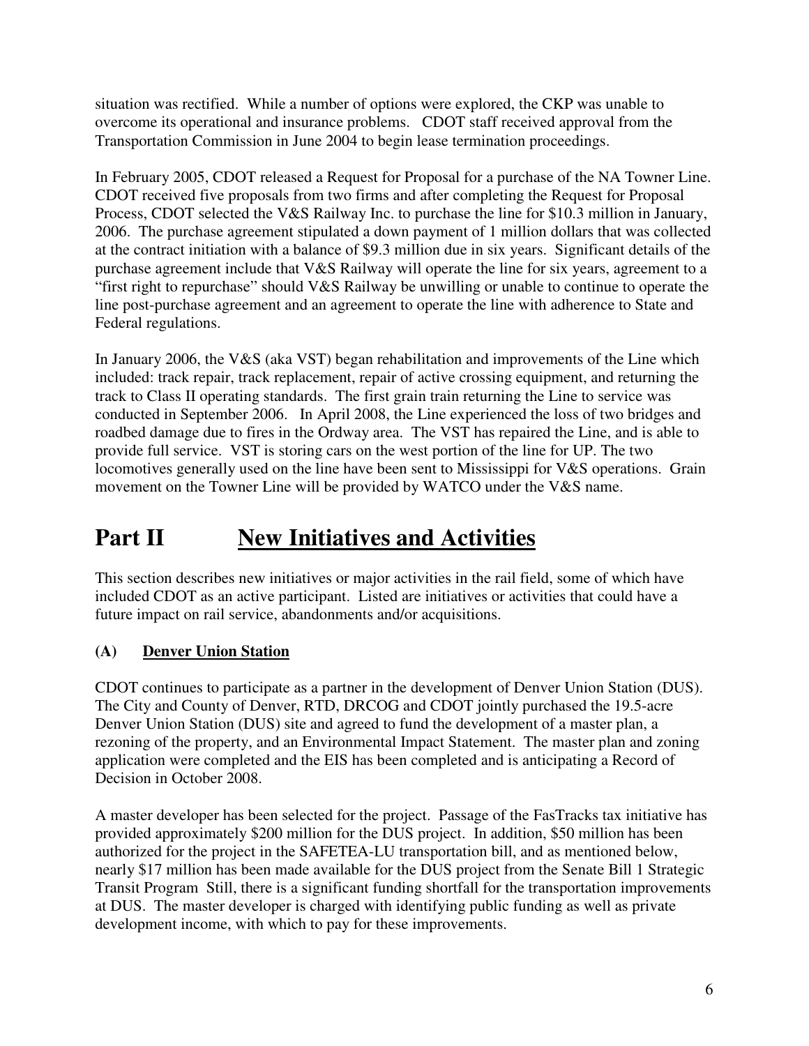situation was rectified. While a number of options were explored, the CKP was unable to overcome its operational and insurance problems. CDOT staff received approval from the Transportation Commission in June 2004 to begin lease termination proceedings.

In February 2005, CDOT released a Request for Proposal for a purchase of the NA Towner Line. CDOT received five proposals from two firms and after completing the Request for Proposal Process, CDOT selected the V&S Railway Inc. to purchase the line for $10.3 million in January, 2006. The purchase agreement stipulated a down payment of 1 million dollars that was collected at the contract initiation with a balance of $9.3 million due in six years. Significant details of the purchase agreement include that V&S Railway will operate the line for six years, agreement to a "first right to repurchase" should V&S Railway be unwilling or unable to continue to operate the line post-purchase agreement and an agreement to operate the line with adherence to State and Federal regulations.

In January 2006, the V&S (aka VST) began rehabilitation and improvements of the Line which included: track repair, track replacement, repair of active crossing equipment, and returning the track to Class II operating standards. The first grain train returning the Line to service was conducted in September 2006. In April 2008, the Line experienced the loss of two bridges and roadbed damage due to fires in the Ordway area. The VST has repaired the Line, and is able to provide full service. VST is storing cars on the west portion of the line for UP. The two locomotives generally used on the line have been sent to Mississippi for V&S operations. Grain movement on the Towner Line will be provided by WATCO under the V&S name.

# Part II New Initiatives and Activities

This section describes new initiatives or major activities in the rail field, some of which have included CDOT as an active participant. Listed are initiatives or activities that could have a future impact on rail service, abandonments and/or acquisitions.

## (A) Denver Union Station

CDOT continues to participate as a partner in the development of Denver Union Station (DUS). The City and County of Denver, RTD, DRCOG and CDOT jointly purchased the 19.5-acre Denver Union Station (DUS) site and agreed to fund the development of a master plan, a rezoning of the property, and an Environmental Impact Statement. The master plan and zoning application were completed and the EIS has been completed and is anticipating a Record of Decision in October 2008.

A master developer has been selected for the project. Passage of the FasTracks tax initiative has provided approximately $200 million for the DUS project. In addition, $50 million has been authorized for the project in the SAFETEA-LU transportation bill, and as mentioned below, nearly $17 million has been made available for the DUS project from the Senate Bill 1 Strategic Transit Program Still, there is a significant funding shortfall for the transportation improvements at DUS. The master developer is charged with identifying public funding as well as private development income, with which to pay for these improvements.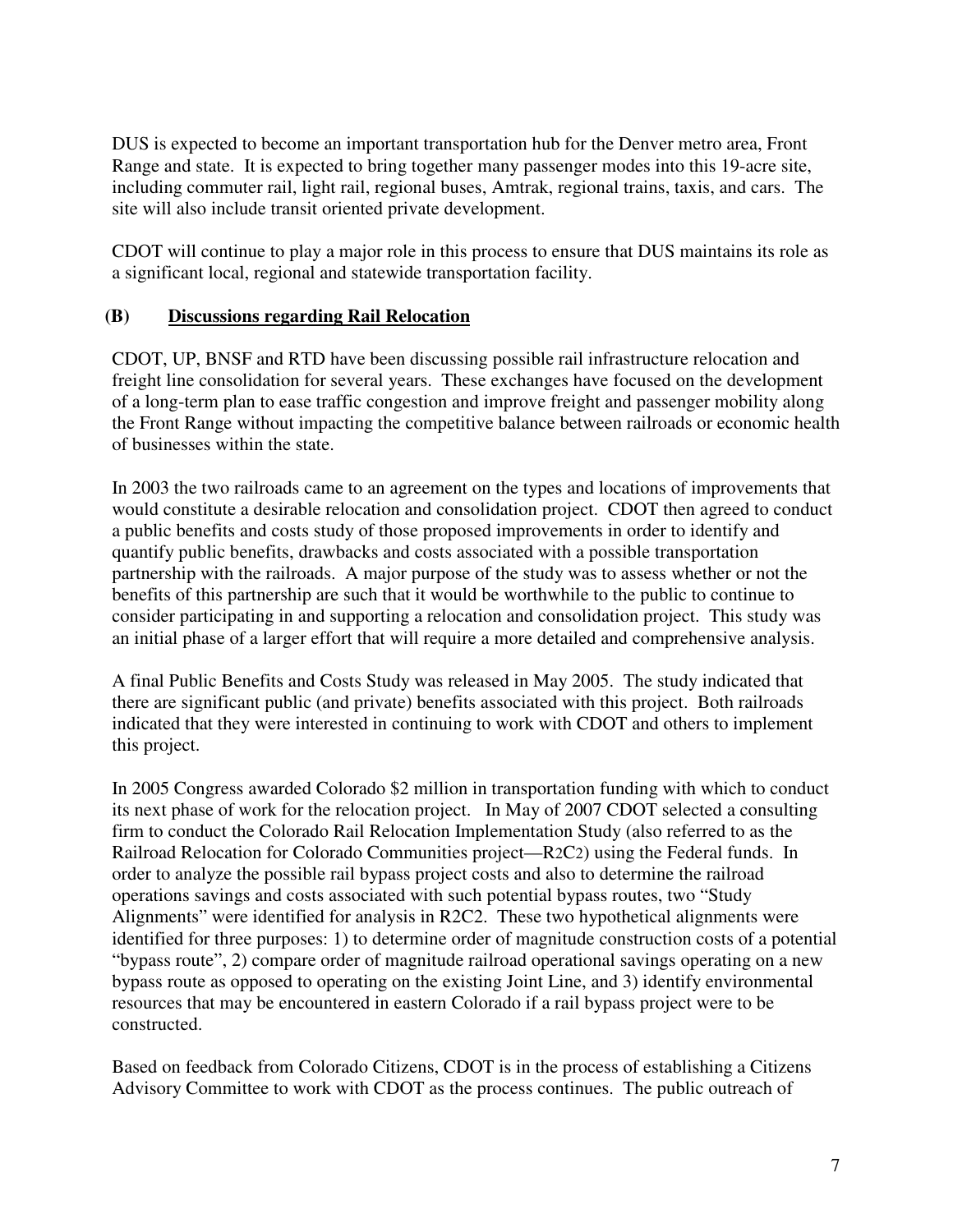DUS is expected to become an important transportation hub for the Denver metro area, Front Range and state. It is expected to bring together many passenger modes into this 19-acre site, including commuter rail, light rail, regional buses, Amtrak, regional trains, taxis, and cars. The site will also include transit oriented private development.

CDOT will continue to play a major role in this process to ensure that DUS maintains its role as a significant local, regional and statewide transportation facility.

### (B) <u>Discussions regarding Rail Relocation</u>

CDOT, UP, BNSF and RTD have been discussing possible rail infrastructure relocation and freight line consolidation for several years. These exchanges have focused on the development of a long-term plan to ease traffic congestion and improve freight and passenger mobility along the Front Range without impacting the competitive balance between railroads or economic health of businesses within the state.

In 2003 the two railroads came to an agreement on the types and locations of improvements that would constitute a desirable relocation and consolidation project. CDOT then agreed to conduct a public benefits and costs study of those proposed improvements in order to identify and quantify public benefits, drawbacks and costs associated with a possible transportation partnership with the railroads. A major purpose of the study was to assess whether or not the benefits of this partnership are such that it would be worthwhile to the public to continue to consider participating in and supporting a relocation and consolidation project. This study was an initial phase of a larger effort that will require a more detailed and comprehensive analysis.

A final Public Benefits and Costs Study was released in May 2005. The study indicated that there are significant public (and private) benefits associated with this project. Both railroads indicated that they were interested in continuing to work with CDOT and others to implement this project.

In 2005 Congress awarded Colorado $2 million in transportation funding with which to conduct its next phase of work for the relocation project. In May of 2007 CDOT selected a consulting firm to conduct the Colorado Rail Relocation Implementation Study (also referred to as the Railroad Relocation for Colorado Communities project—R2C2) using the Federal funds. In order to analyze the possible rail bypass project costs and also to determine the railroad operations savings and costs associated with such potential bypass routes, two "Study Alignments" were identified for analysis in R2C2. These two hypothetical alignments were identified for three purposes: 1) to determine order of magnitude construction costs of a potential "bypass route", 2) compare order of magnitude railroad operational savings operating on a new bypass route as opposed to operating on the existing Joint Line, and 3) identify environmental resources that may be encountered in eastern Colorado if a rail bypass project were to be constructed.

Based on feedback from Colorado Citizens, CDOT is in the process of establishing a Citizens Advisory Committee to work with CDOT as the process continues. The public outreach of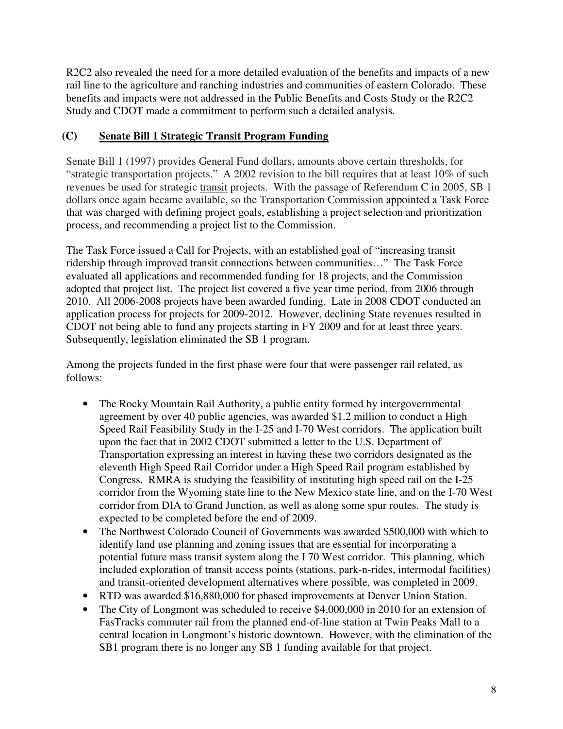R2C2 also revealed the need for a more detailed evaluation of the benefits and impacts of a new rail line to the agriculture and ranching industries and communities of eastern Colorado. These benefits and impacts were not addressed in the Public Benefits and Costs Study or the R2C2 Study and CDOT made a commitment to perform such a detailed analysis.

### (C) Senate Bill 1 Strategic Transit Program Funding

Senate Bill 1 (1997) provides General Fund dollars, amounts above certain thresholds, for "strategic transportation projects." A 2002 revision to the bill requires that at least 10% of such revenues be used for strategic transit projects. With the passage of Referendum C in 2005, SB 1 dollars once again became available, so the Transportation Commission appointed a Task Force that was charged with defining project goals, establishing a project selection and prioritization process, and recommending a project list to the Commission.

The Task Force issued a Call for Projects, with an established goal of "increasing transit ridership through improved transit connections between communities…" The Task Force evaluated all applications and recommended funding for 18 projects, and the Commission adopted that project list. The project list covered a five year time period, from 2006 through 2010. All 2006-2008 projects have been awarded funding. Late in 2008 CDOT conducted an application process for projects for 2009-2012. However, declining State revenues resulted in CDOT not being able to fund any projects starting in FY 2009 and for at least three years. Subsequently, legislation eliminated the SB 1 program.

Among the projects funded in the first phase were four that were passenger rail related, as follows:

- The Rocky Mountain Rail Authority, a public entity formed by intergovernmental agreement by over 40 public agencies, was awarded $1.2 million to conduct a High Speed Rail Feasibility Study in the I-25 and I-70 West corridors. The application built upon the fact that in 2002 CDOT submitted a letter to the U.S. Department of Transportation expressing an interest in having these two corridors designated as the eleventh High Speed Rail Corridor under a High Speed Rail program established by Congress. RMRA is studying the feasibility of instituting high speed rail on the I-25 corridor from the Wyoming state line to the New Mexico state line, and on the I-70 West corridor from DIA to Grand Junction, as well as along some spur routes. The study is expected to be completed before the end of 2009.
- The Northwest Colorado Council of Governments was awarded $500,000 with which to identify land use planning and zoning issues that are essential for incorporating a potential future mass transit system along the I 70 West corridor. This planning, which included exploration of transit access points (stations, park-n-rides, intermodal facilities) and transit-oriented development alternatives where possible, was completed in 2009.
- RTD was awarded $16,880,000 for phased improvements at Denver Union Station.
- The City of Longmont was scheduled to receive $4,000,000 in 2010 for an extension of FasTracks commuter rail from the planned end-of-line station at Twin Peaks Mall to a central location in Longmont's historic downtown. However, with the elimination of the SB1 program there is no longer any SB 1 funding available for that project.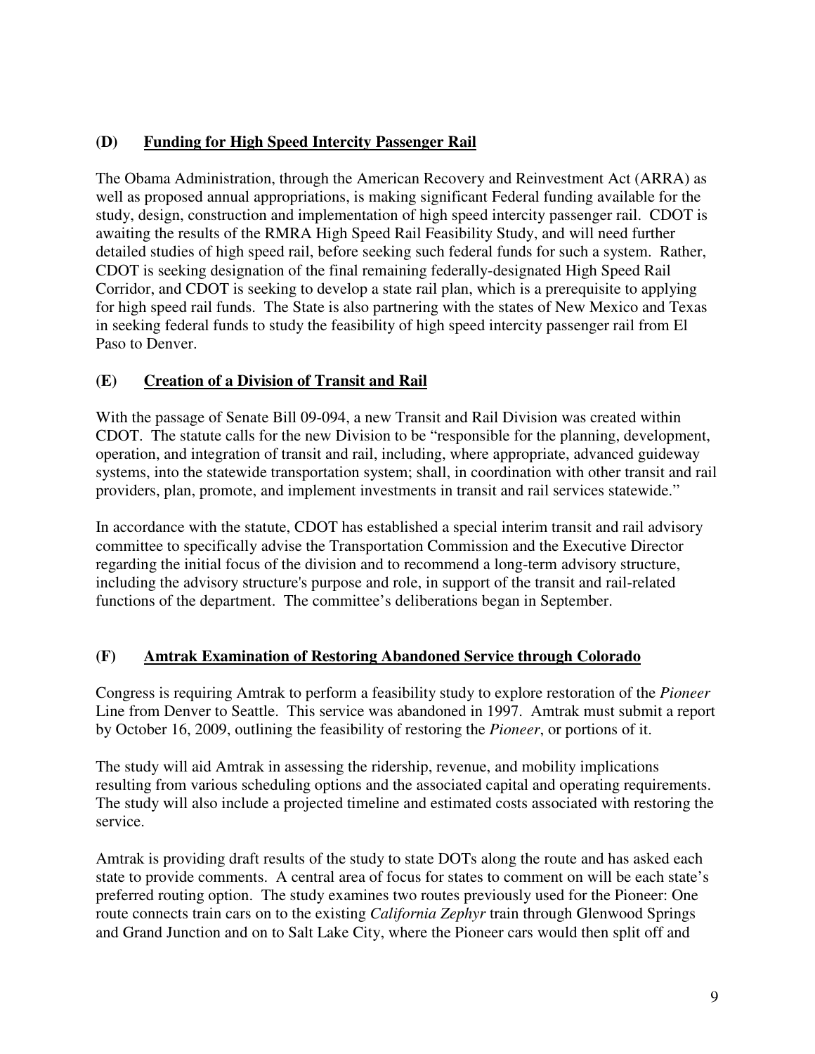### (D) Funding for High Speed Intercity Passenger Rail

The Obama Administration, through the American Recovery and Reinvestment Act (ARRA) as well as proposed annual appropriations, is making significant Federal funding available for the study, design, construction and implementation of high speed intercity passenger rail. CDOT is awaiting the results of the RMRA High Speed Rail Feasibility Study, and will need further detailed studies of high speed rail, before seeking such federal funds for such a system. Rather, CDOT is seeking designation of the final remaining federally-designated High Speed Rail Corridor, and CDOT is seeking to develop a state rail plan, which is a prerequisite to applying for high speed rail funds. The State is also partnering with the states of New Mexico and Texas in seeking federal funds to study the feasibility of high speed intercity passenger rail from El Paso to Denver.

### (E) Creation of a Division of Transit and Rail

With the passage of Senate Bill 09-094, a new Transit and Rail Division was created within CDOT. The statute calls for the new Division to be "responsible for the planning, development, operation, and integration of transit and rail, including, where appropriate, advanced guideway systems, into the statewide transportation system; shall, in coordination with other transit and rail providers, plan, promote, and implement investments in transit and rail services statewide."

In accordance with the statute, CDOT has established a special interim transit and rail advisory committee to specifically advise the Transportation Commission and the Executive Director regarding the initial focus of the division and to recommend a long-term advisory structure, including the advisory structure's purpose and role, in support of the transit and rail-related functions of the department. The committee's deliberations began in September.

### (F) Amtrak Examination of Restoring Abandoned Service through Colorado

Congress is requiring Amtrak to perform a feasibility study to explore restoration of the *Pioneer* Line from Denver to Seattle. This service was abandoned in 1997. Amtrak must submit a report by October 16, 2009, outlining the feasibility of restoring the *Pioneer*, or portions of it.

The study will aid Amtrak in assessing the ridership, revenue, and mobility implications resulting from various scheduling options and the associated capital and operating requirements. The study will also include a projected timeline and estimated costs associated with restoring the service.

Amtrak is providing draft results of the study to state DOTs along the route and has asked each state to provide comments. A central area of focus for states to comment on will be each state's preferred routing option. The study examines two routes previously used for the Pioneer: One route connects train cars on to the existing *California Zephyr* train through Glenwood Springs and Grand Junction and on to Salt Lake City, where the Pioneer cars would then split off and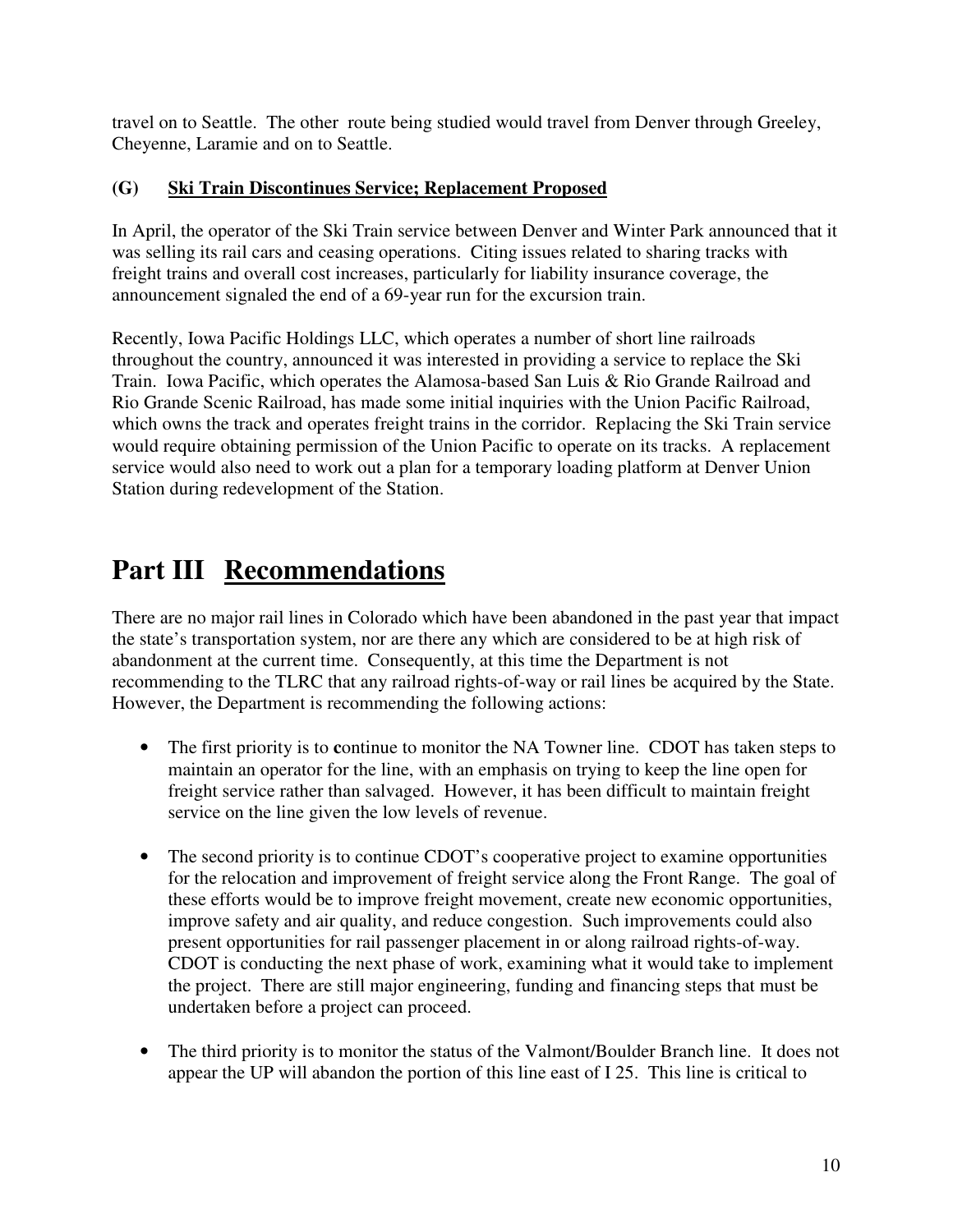travel on to Seattle. The other route being studied would travel from Denver through Greeley, Cheyenne, Laramie and on to Seattle.

### (G) Ski Train Discontinues Service; Replacement Proposed

In April, the operator of the Ski Train service between Denver and Winter Park announced that it was selling its rail cars and ceasing operations. Citing issues related to sharing tracks with freight trains and overall cost increases, particularly for liability insurance coverage, the announcement signaled the end of a 69-year run for the excursion train.

Recently, Iowa Pacific Holdings LLC, which operates a number of short line railroads throughout the country, announced it was interested in providing a service to replace the Ski Train. Iowa Pacific, which operates the Alamosa-based San Luis & Rio Grande Railroad and Rio Grande Scenic Railroad, has made some initial inquiries with the Union Pacific Railroad, which owns the track and operates freight trains in the corridor. Replacing the Ski Train service would require obtaining permission of the Union Pacific to operate on its tracks. A replacement service would also need to work out a plan for a temporary loading platform at Denver Union Station during redevelopment of the Station.

# Part III Recommendations

There are no major rail lines in Colorado which have been abandoned in the past year that impact the state's transportation system, nor are there any which are considered to be at high risk of abandonment at the current time. Consequently, at this time the Department is not recommending to the TLRC that any railroad rights-of-way or rail lines be acquired by the State. However, the Department is recommending the following actions:

- The first priority is to **c**ontinue to monitor the NA Towner line. CDOT has taken steps to maintain an operator for the line, with an emphasis on trying to keep the line open for freight service rather than salvaged. However, it has been difficult to maintain freight service on the line given the low levels of revenue.

- The second priority is to continue CDOT's cooperative project to examine opportunities for the relocation and improvement of freight service along the Front Range. The goal of these efforts would be to improve freight movement, create new economic opportunities, improve safety and air quality, and reduce congestion. Such improvements could also present opportunities for rail passenger placement in or along railroad rights-of-way. CDOT is conducting the next phase of work, examining what it would take to implement the project. There are still major engineering, funding and financing steps that must be undertaken before a project can proceed.

- The third priority is to monitor the status of the Valmont/Boulder Branch line. It does not appear the UP will abandon the portion of this line east of I 25. This line is critical to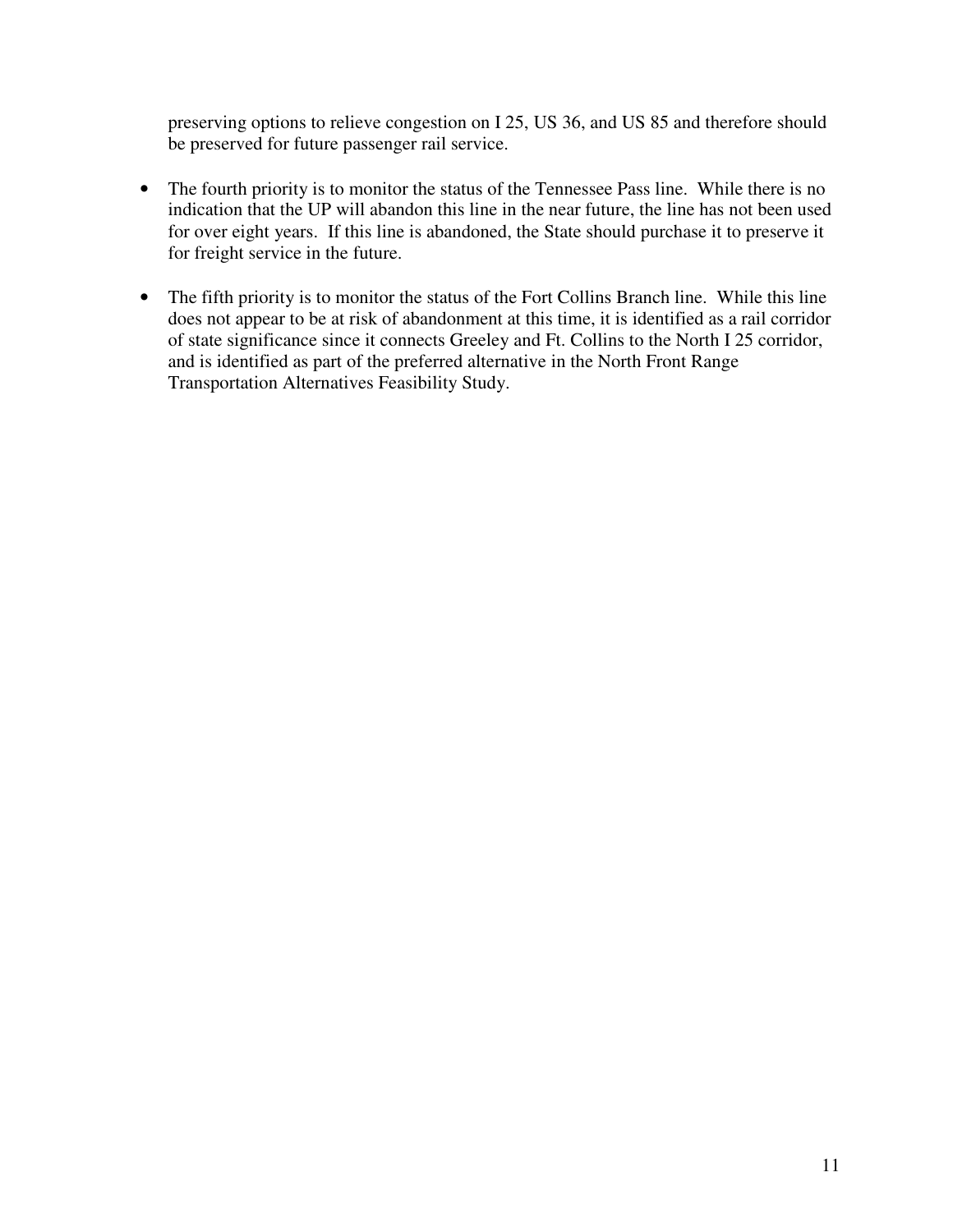preserving options to relieve congestion on I 25, US 36, and US 85 and therefore should be preserved for future passenger rail service.

- The fourth priority is to monitor the status of the Tennessee Pass line. While there is no indication that the UP will abandon this line in the near future, the line has not been used for over eight years. If this line is abandoned, the State should purchase it to preserve it for freight service in the future.

- The fifth priority is to monitor the status of the Fort Collins Branch line. While this line does not appear to be at risk of abandonment at this time, it is identified as a rail corridor of state significance since it connects Greeley and Ft. Collins to the North I 25 corridor, and is identified as part of the preferred alternative in the North Front Range Transportation Alternatives Feasibility Study.